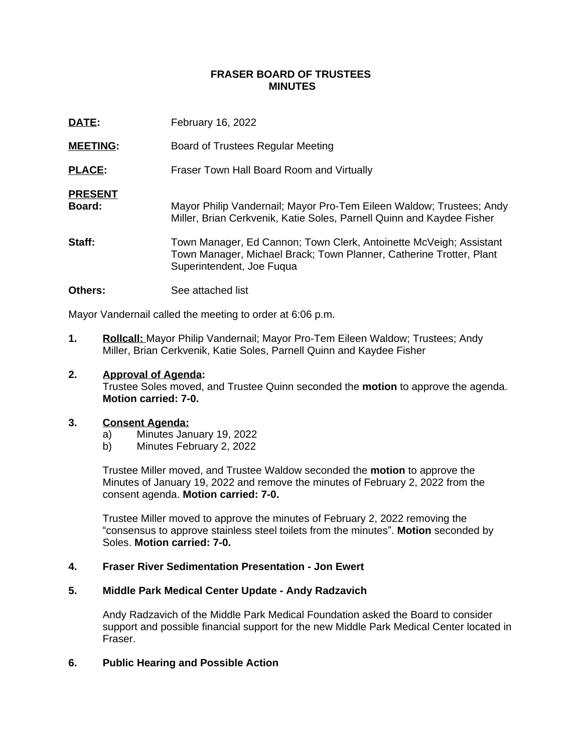# FRASER BOARD OF TRUSTEES
# MINUTES

**DATE:** February 16, 2022

**MEETING:** Board of Trustees Regular Meeting

**PLACE:** Fraser Town Hall Board Room and Virtually

**PRESENT**

**Board:** Mayor Philip Vandernail; Mayor Pro-Tem Eileen Waldow; Trustees; Andy Miller, Brian Cerkvenik, Katie Soles, Parnell Quinn and Kaydee Fisher

**Staff:** Town Manager, Ed Cannon; Town Clerk, Antoinette McVeigh; Assistant Town Manager, Michael Brack; Town Planner, Catherine Trotter, Plant Superintendent, Joe Fuqua

**Others:** See attached list

Mayor Vandernail called the meeting to order at 6:06 p.m.

**1. Rollcall:** Mayor Philip Vandernail; Mayor Pro-Tem Eileen Waldow; Trustees; Andy Miller, Brian Cerkvenik, Katie Soles, Parnell Quinn and Kaydee Fisher

**2. Approval of Agenda:**

Trustee Soles moved, and Trustee Quinn seconded the **motion** to approve the agenda. **Motion carried: 7-0.**

**3. Consent Agenda:**

a) Minutes January 19, 2022
b) Minutes February 2, 2022

Trustee Miller moved, and Trustee Waldow seconded the **motion** to approve the Minutes of January 19, 2022 and remove the minutes of February 2, 2022 from the consent agenda. **Motion carried: 7-0.**

Trustee Miller moved to approve the minutes of February 2, 2022 removing the "consensus to approve stainless steel toilets from the minutes". **Motion** seconded by Soles. **Motion carried: 7-0.**

**4. Fraser River Sedimentation Presentation - Jon Ewert**

**5. Middle Park Medical Center Update - Andy Radzavich**

Andy Radzavich of the Middle Park Medical Foundation asked the Board to consider support and possible financial support for the new Middle Park Medical Center located in Fraser.

**6. Public Hearing and Possible Action**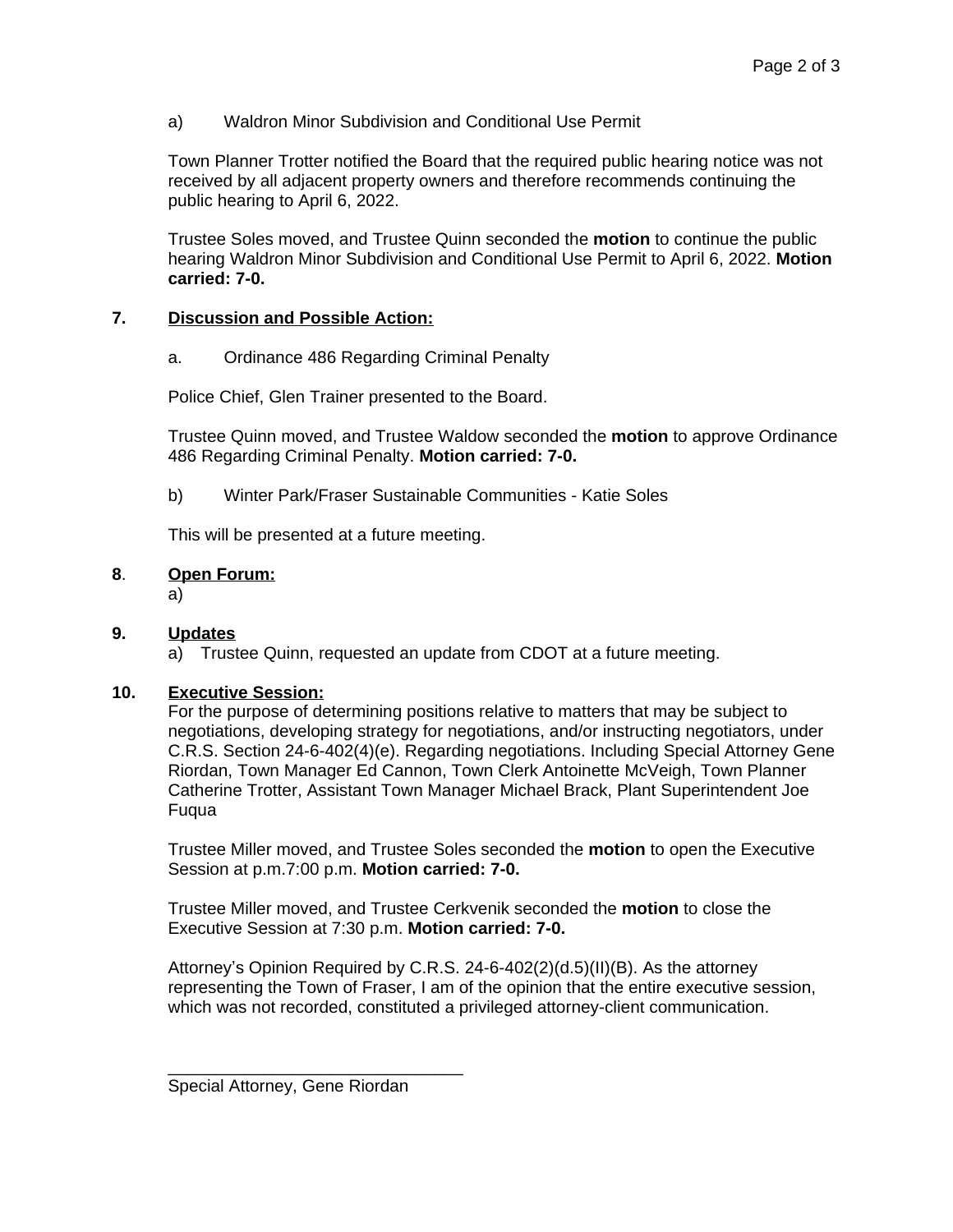a) Waldron Minor Subdivision and Conditional Use Permit

Town Planner Trotter notified the Board that the required public hearing notice was not received by all adjacent property owners and therefore recommends continuing the public hearing to April 6, 2022.

Trustee Soles moved, and Trustee Quinn seconded the **motion** to continue the public hearing Waldron Minor Subdivision and Conditional Use Permit to April 6, 2022. **Motion carried: 7-0.**

**7. Discussion and Possible Action:**

a. Ordinance 486 Regarding Criminal Penalty

Police Chief, Glen Trainer presented to the Board.

Trustee Quinn moved, and Trustee Waldow seconded the **motion** to approve Ordinance 486 Regarding Criminal Penalty. **Motion carried: 7-0.**

b) Winter Park/Fraser Sustainable Communities - Katie Soles

This will be presented at a future meeting.

**8. Open Forum:**

a)

**9. Updates**

a) Trustee Quinn, requested an update from CDOT at a future meeting.

**10. Executive Session:**

For the purpose of determining positions relative to matters that may be subject to negotiations, developing strategy for negotiations, and/or instructing negotiators, under C.R.S. Section 24-6-402(4)(e). Regarding negotiations. Including Special Attorney Gene Riordan, Town Manager Ed Cannon, Town Clerk Antoinette McVeigh, Town Planner Catherine Trotter, Assistant Town Manager Michael Brack, Plant Superintendent Joe Fuqua

Trustee Miller moved, and Trustee Soles seconded the **motion** to open the Executive Session at p.m.7:00 p.m. **Motion carried: 7-0.**

Trustee Miller moved, and Trustee Cerkvenik seconded the **motion** to close the Executive Session at 7:30 p.m. **Motion carried: 7-0.**

Attorney's Opinion Required by C.R.S. 24-6-402(2)(d.5)(II)(B). As the attorney representing the Town of Fraser, I am of the opinion that the entire executive session, which was not recorded, constituted a privileged attorney-client communication.

\_\_\_\_\_\_\_\_\_\_\_\_\_\_\_\_\_\_\_\_\_\_\_\_\_\_\_\_\_\_\_\_

Special Attorney, Gene Riordan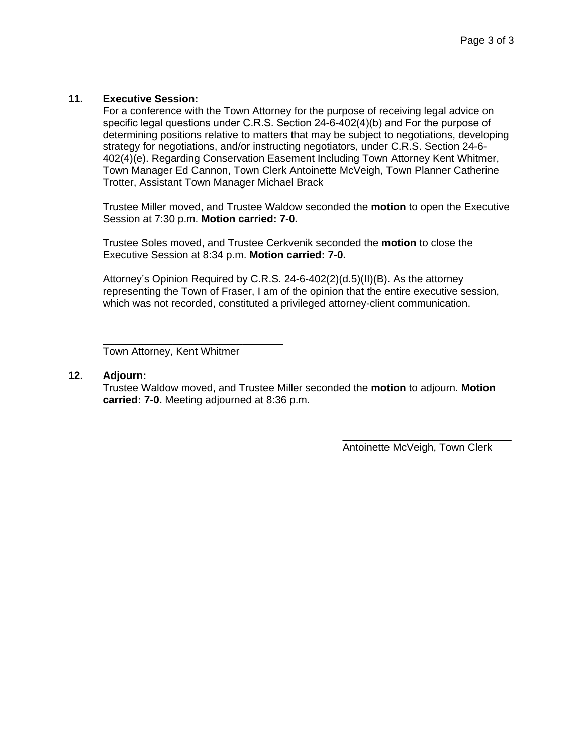**11. Executive Session:**

For a conference with the Town Attorney for the purpose of receiving legal advice on specific legal questions under C.R.S. Section 24-6-402(4)(b) and For the purpose of determining positions relative to matters that may be subject to negotiations, developing strategy for negotiations, and/or instructing negotiators, under C.R.S. Section 24-6-402(4)(e). Regarding Conservation Easement Including Town Attorney Kent Whitmer, Town Manager Ed Cannon, Town Clerk Antoinette McVeigh, Town Planner Catherine Trotter, Assistant Town Manager Michael Brack

Trustee Miller moved, and Trustee Waldow seconded the **motion** to open the Executive Session at 7:30 p.m. **Motion carried: 7-0.**

Trustee Soles moved, and Trustee Cerkvenik seconded the **motion** to close the Executive Session at 8:34 p.m. **Motion carried: 7-0.**

Attorney's Opinion Required by C.R.S. 24-6-402(2)(d.5)(II)(B). As the attorney representing the Town of Fraser, I am of the opinion that the entire executive session, which was not recorded, constituted a privileged attorney-client communication.

\_\_\_\_\_\_\_\_\_\_\_\_\_\_\_\_\_\_\_\_\_\_\_\_\_\_\_\_\_\_\_\_
Town Attorney, Kent Whitmer

**12. Adjourn:**

Trustee Waldow moved, and Trustee Miller seconded the **motion** to adjourn. **Motion carried: 7-0.** Meeting adjourned at 8:36 p.m.

\_\_\_\_\_\_\_\_\_\_\_\_\_\_\_\_\_\_\_\_\_\_\_\_\_\_\_\_\_\_
Antoinette McVeigh, Town Clerk